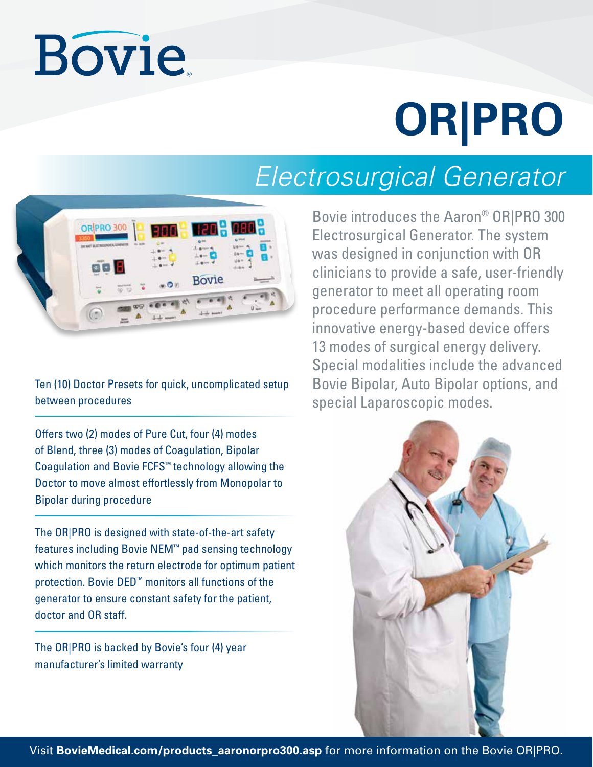Bovie®

# OR|PRO

## *Electrosurgical Generator*

Bovie introduces the Aaron® OR|PRO 300 Electrosurgical Generator. The system was designed in conjunction with OR clinicians to provide a safe, user-friendly generator to meet all operating room procedure performance demands. This innovative energy-based device offers 13 modes of surgical energy delivery. Special modalities include the advanced Bovie Bipolar, Auto Bipolar options, and special Laparoscopic modes.

Ten (10) Doctor Presets for quick, uncomplicated setup between procedures

Offers two (2) modes of Pure Cut, four (4) modes of Blend, three (3) modes of Coagulation, Bipolar Coagulation and Bovie FCFS™ technology allowing the Doctor to move almost effortlessly from Monopolar to Bipolar during procedure

The OR|PRO is designed with state-of-the-art safety features including Bovie NEM™ pad sensing technology which monitors the return electrode for optimum patient protection. Bovie DED™ monitors all functions of the generator to ensure constant safety for the patient, doctor and OR staff.

The OR|PRO is backed by Bovie's four (4) year manufacturer's limited warranty

Visit **BovieMedical.com/products_aaronorpro300.asp** for more information on the Bovie OR|PRO.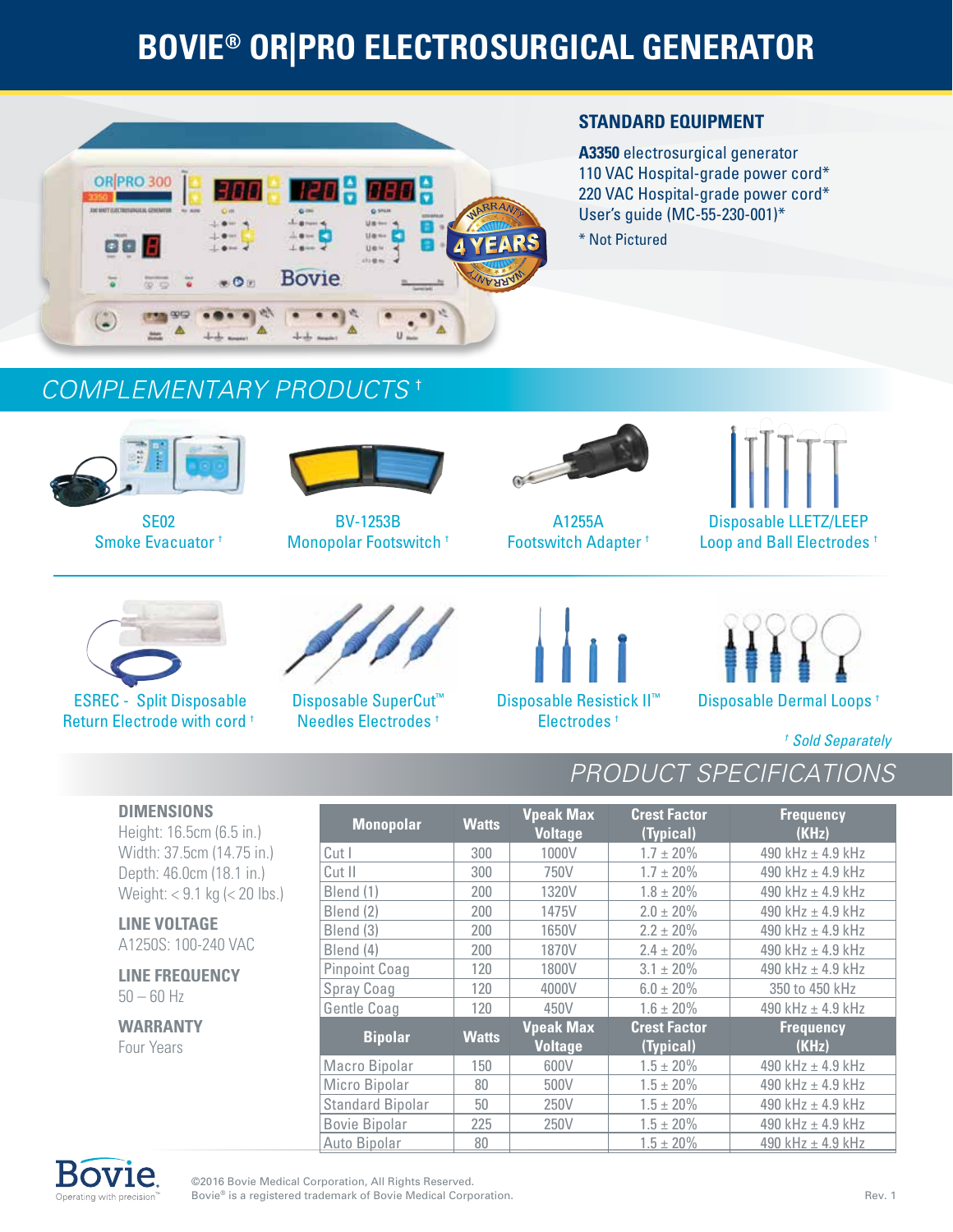# BOVIE® OR|PRO ELECTROSURGICAL GENERATOR

## STANDARD EQUIPMENT

**A3350** electrosurgical generator
110 VAC Hospital-grade power cord*
220 VAC Hospital-grade power cord*
User's guide (MC-55-230-001)*

\* Not Pictured

## COMPLEMENTARY PRODUCTS †

SE02
Smoke Evacuator †

BV-1253B
Monopolar Footswitch †

A1255A
Footswitch Adapter †

Disposable LLETZ/LEEP
Loop and Ball Electrodes †

ESREC - Split Disposable
Return Electrode with cord †

Disposable SuperCut™
Needles Electrodes †

Disposable Resistick II™
Electrodes †

Disposable Dermal Loops †

*† Sold Separately*

## PRODUCT SPECIFICATIONS

**DIMENSIONS**
Height: 16.5cm (6.5 in.)
Width: 37.5cm (14.75 in.)
Depth: 46.0cm (18.1 in.)
Weight: < 9.1 kg (< 20 lbs.)

**LINE VOLTAGE**
A1250S: 100-240 VAC

**LINE FREQUENCY**
50 – 60 Hz

**WARRANTY**
Four Years

| Monopolar | Watts | Vpeak Max Voltage | Crest Factor (Typical) | Frequency (KHz) |
|---|---|---|---|---|
| Cut I | 300 | 1000V | 1.7 ± 20% | 490 kHz ± 4.9 kHz |
| Cut II | 300 | 750V | 1.7 ± 20% | 490 kHz ± 4.9 kHz |
| Blend (1) | 200 | 1320V | 1.8 ± 20% | 490 kHz ± 4.9 kHz |
| Blend (2) | 200 | 1475V | 2.0 ± 20% | 490 kHz ± 4.9 kHz |
| Blend (3) | 200 | 1650V | 2.2 ± 20% | 490 kHz ± 4.9 kHz |
| Blend (4) | 200 | 1870V | 2.4 ± 20% | 490 kHz ± 4.9 kHz |
| Pinpoint Coag | 120 | 1800V | 3.1 ± 20% | 490 kHz ± 4.9 kHz |
| Spray Coag | 120 | 4000V | 6.0 ± 20% | 350 to 450 kHz |
| Gentle Coag | 120 | 450V | 1.6 ± 20% | 490 kHz ± 4.9 kHz |
| **Bipolar** | **Watts** | **Vpeak Max Voltage** | **Crest Factor (Typical)** | **Frequency (KHz)** |
| Macro Bipolar | 150 | 600V | 1.5 ± 20% | 490 kHz ± 4.9 kHz |
| Micro Bipolar | 80 | 500V | 1.5 ± 20% | 490 kHz ± 4.9 kHz |
| Standard Bipolar | 50 | 250V | 1.5 ± 20% | 490 kHz ± 4.9 kHz |
| Bovie Bipolar | 225 | 250V | 1.5 ± 20% | 490 kHz ± 4.9 kHz |
| Auto Bipolar | 80 | | 1.5 ± 20% | 490 kHz ± 4.9 kHz |

Bovie
Operating with precision™

©2016 Bovie Medical Corporation, All Rights Reserved.
Bovie® is a registered trademark of Bovie Medical Corporation.

Rev. 1